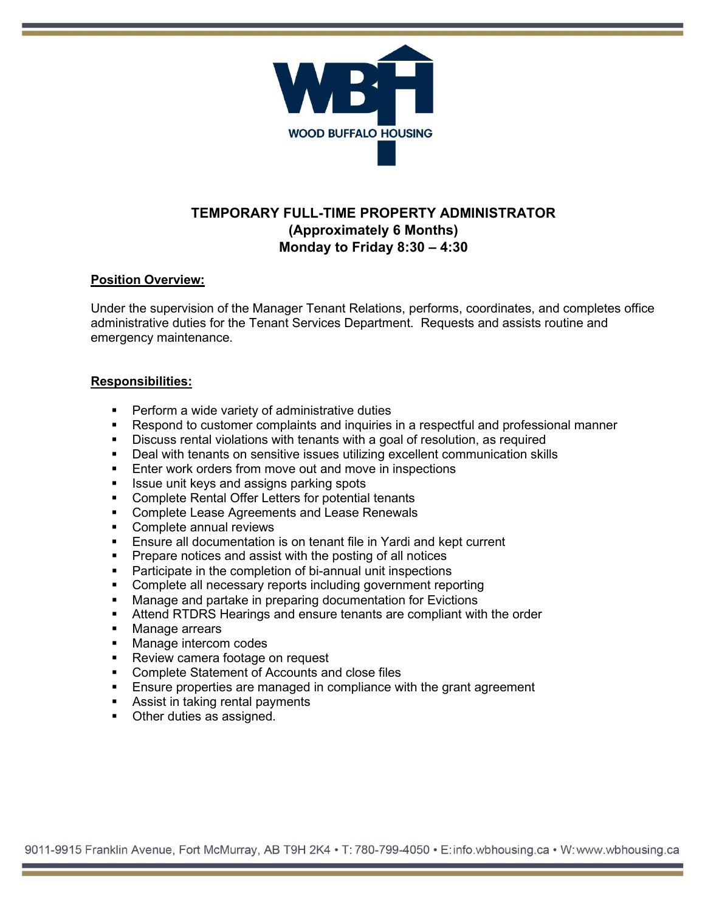WOOD BUFFALO HOUSING

# TEMPORARY FULL-TIME PROPERTY ADMINISTRATOR
## (Approximately 6 Months)
## Monday to Friday 8:30 – 4:30

**Position Overview:**

Under the supervision of the Manager Tenant Relations, performs, coordinates, and completes office administrative duties for the Tenant Services Department. Requests and assists routine and emergency maintenance.

**Responsibilities:**

- Perform a wide variety of administrative duties
- Respond to customer complaints and inquiries in a respectful and professional manner
- Discuss rental violations with tenants with a goal of resolution, as required
- Deal with tenants on sensitive issues utilizing excellent communication skills
- Enter work orders from move out and move in inspections
- Issue unit keys and assigns parking spots
- Complete Rental Offer Letters for potential tenants
- Complete Lease Agreements and Lease Renewals
- Complete annual reviews
- Ensure all documentation is on tenant file in Yardi and kept current
- Prepare notices and assist with the posting of all notices
- Participate in the completion of bi-annual unit inspections
- Complete all necessary reports including government reporting
- Manage and partake in preparing documentation for Evictions
- Attend RTDRS Hearings and ensure tenants are compliant with the order
- Manage arrears
- Manage intercom codes
- Review camera footage on request
- Complete Statement of Accounts and close files
- Ensure properties are managed in compliance with the grant agreement
- Assist in taking rental payments
- Other duties as assigned.

9011-9915 Franklin Avenue, Fort McMurray, AB T9H 2K4 • T: 780-799-4050 • E: info.wbhousing.ca • W: www.wbhousing.ca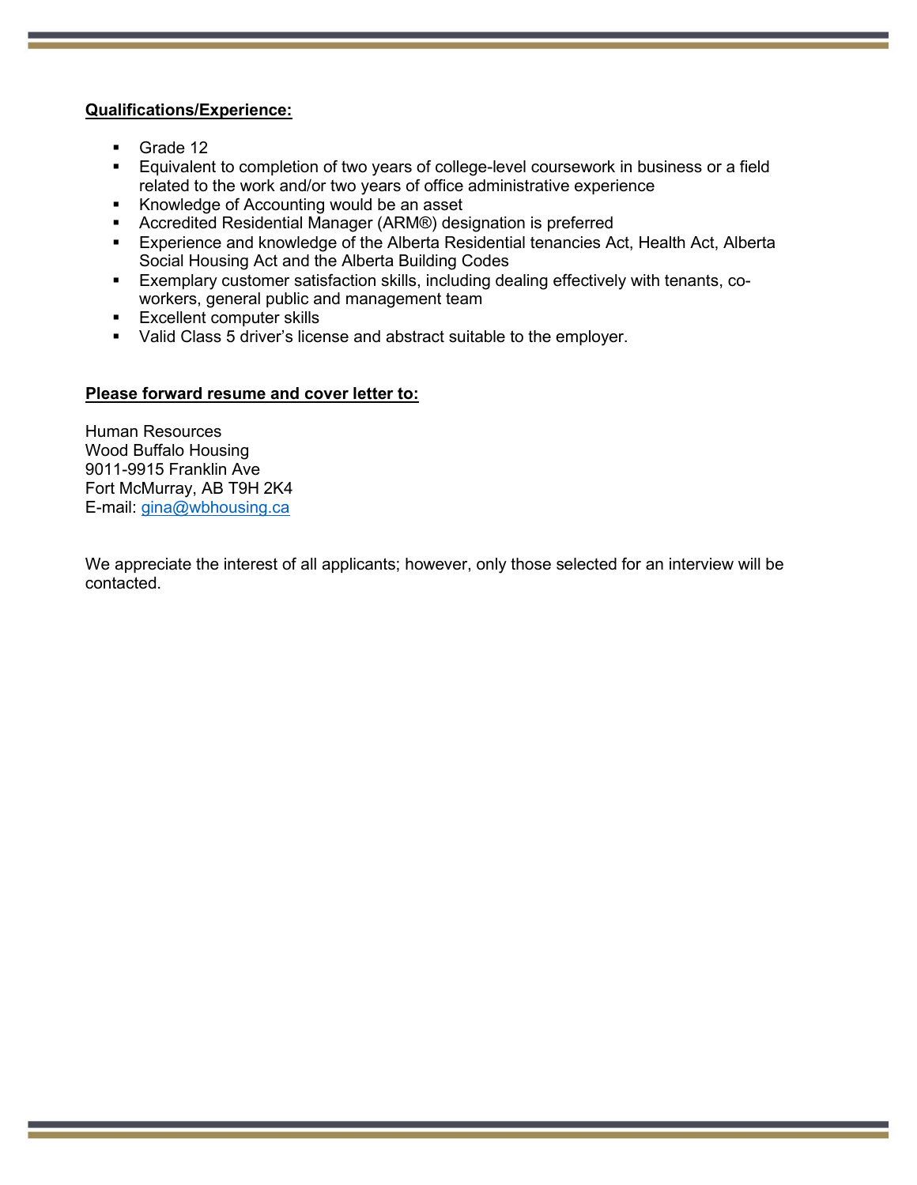**Qualifications/Experience:**

- Grade 12
- Equivalent to completion of two years of college-level coursework in business or a field related to the work and/or two years of office administrative experience
- Knowledge of Accounting would be an asset
- Accredited Residential Manager (ARM®) designation is preferred
- Experience and knowledge of the Alberta Residential tenancies Act, Health Act, Alberta Social Housing Act and the Alberta Building Codes
- Exemplary customer satisfaction skills, including dealing effectively with tenants, co-workers, general public and management team
- Excellent computer skills
- Valid Class 5 driver's license and abstract suitable to the employer.

**Please forward resume and cover letter to:**

Human Resources
Wood Buffalo Housing
9011-9915 Franklin Ave
Fort McMurray, AB T9H 2K4
E-mail: gina@wbhousing.ca

We appreciate the interest of all applicants; however, only those selected for an interview will be contacted.